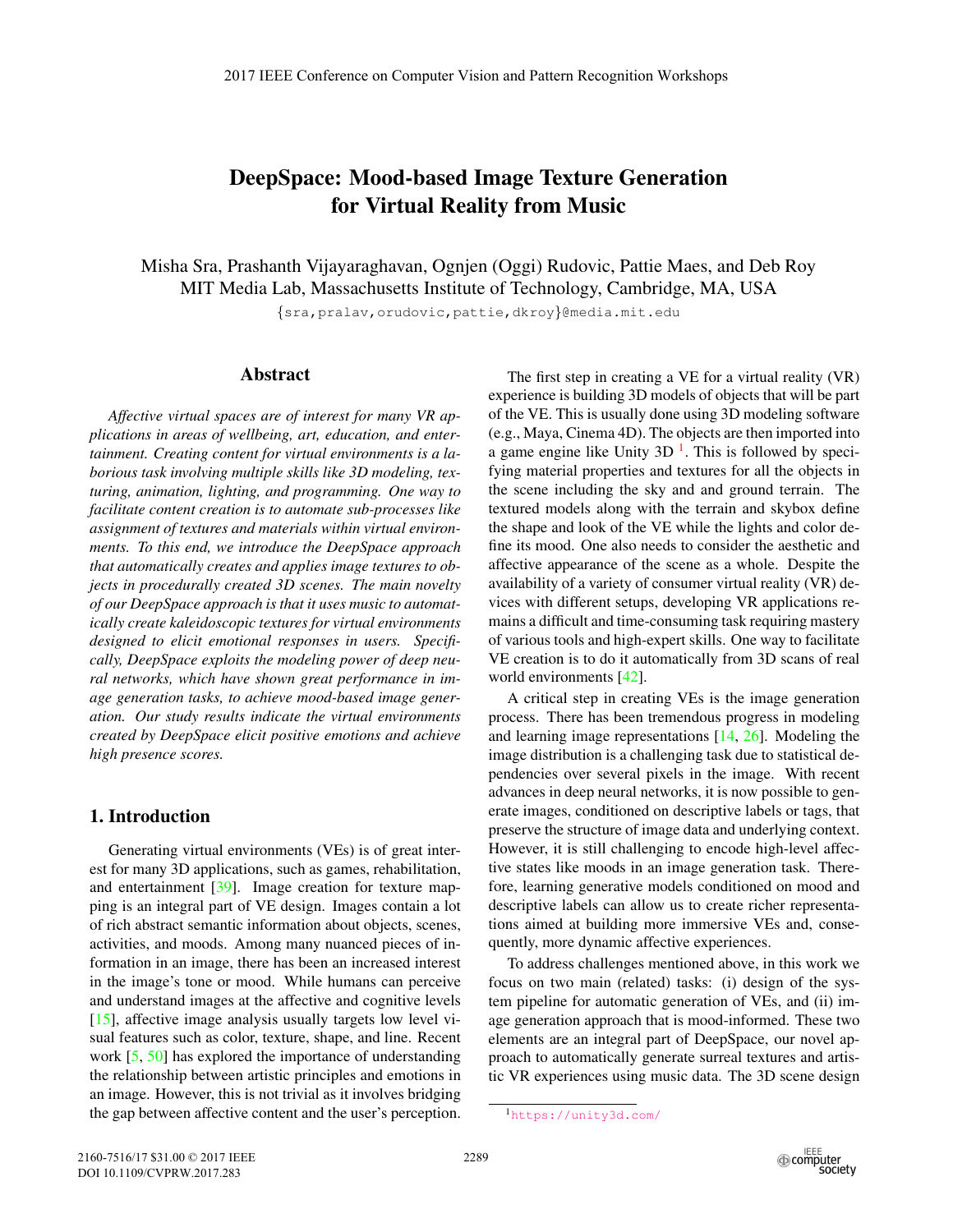# DeepSpace: Mood-based Image Texture Generation for Virtual Reality from Music

Misha Sra, Prashanth Vijayaraghavan, Ognjen (Oggi) Rudovic, Pattie Maes, and Deb Roy
MIT Media Lab, Massachusetts Institute of Technology, Cambridge, MA, USA

{sra,pralav,orudovic,pattie,dkroy}@media.mit.edu

## Abstract

*Affective virtual spaces are of interest for many VR applications in areas of wellbeing, art, education, and entertainment. Creating content for virtual environments is a laborious task involving multiple skills like 3D modeling, texturing, animation, lighting, and programming. One way to facilitate content creation is to automate sub-processes like assignment of textures and materials within virtual environments. To this end, we introduce the DeepSpace approach that automatically creates and applies image textures to objects in procedurally created 3D scenes. The main novelty of our DeepSpace approach is that it uses music to automatically create kaleidoscopic textures for virtual environments designed to elicit emotional responses in users. Specifically, DeepSpace exploits the modeling power of deep neural networks, which have shown great performance in image generation tasks, to achieve mood-based image generation. Our study results indicate the virtual environments created by DeepSpace elicit positive emotions and achieve high presence scores.*

## 1. Introduction

Generating virtual environments (VEs) is of great interest for many 3D applications, such as games, rehabilitation, and entertainment [39]. Image creation for texture mapping is an integral part of VE design. Images contain a lot of rich abstract semantic information about objects, scenes, activities, and moods. Among many nuanced pieces of information in an image, there has been an increased interest in the image's tone or mood. While humans can perceive and understand images at the affective and cognitive levels [15], affective image analysis usually targets low level visual features such as color, texture, shape, and line. Recent work [5, 50] has explored the importance of understanding the relationship between artistic principles and emotions in an image. However, this is not trivial as it involves bridging the gap between affective content and the user's perception.

The first step in creating a VE for a virtual reality (VR) experience is building 3D models of objects that will be part of the VE. This is usually done using 3D modeling software (e.g., Maya, Cinema 4D). The objects are then imported into a game engine like Unity 3D [1]. This is followed by specifying material properties and textures for all the objects in the scene including the sky and and ground terrain. The textured models along with the terrain and skybox define the shape and look of the VE while the lights and color define its mood. One also needs to consider the aesthetic and affective appearance of the scene as a whole. Despite the availability of a variety of consumer virtual reality (VR) devices with different setups, developing VR applications remains a difficult and time-consuming task requiring mastery of various tools and high-expert skills. One way to facilitate VE creation is to do it automatically from 3D scans of real world environments [42].

A critical step in creating VEs is the image generation process. There has been tremendous progress in modeling and learning image representations [14, 26]. Modeling the image distribution is a challenging task due to statistical dependencies over several pixels in the image. With recent advances in deep neural networks, it is now possible to generate images, conditioned on descriptive labels or tags, that preserve the structure of image data and underlying context. However, it is still challenging to encode high-level affective states like moods in an image generation task. Therefore, learning generative models conditioned on mood and descriptive labels can allow us to create richer representations aimed at building more immersive VEs and, consequently, more dynamic affective experiences.

To address challenges mentioned above, in this work we focus on two main (related) tasks: (i) design of the system pipeline for automatic generation of VEs, and (ii) image generation approach that is mood-informed. These two elements are an integral part of DeepSpace, our novel approach to automatically generate surreal textures and artistic VR experiences using music data. The 3D scene design

[1] https://unity3d.com/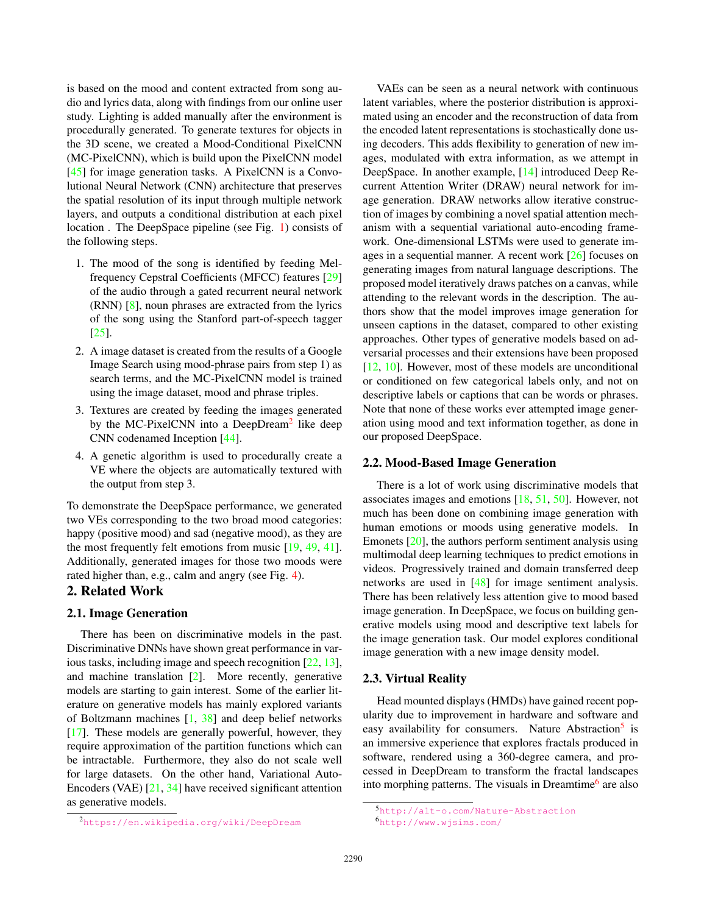is based on the mood and content extracted from song audio and lyrics data, along with findings from our online user study. Lighting is added manually after the environment is procedurally generated. To generate textures for objects in the 3D scene, we created a Mood-Conditional PixelCNN (MC-PixelCNN), which is build upon the PixelCNN model [45] for image generation tasks. A PixelCNN is a Convolutional Neural Network (CNN) architecture that preserves the spatial resolution of its input through multiple network layers, and outputs a conditional distribution at each pixel location . The DeepSpace pipeline (see Fig. 1) consists of the following steps.

1. The mood of the song is identified by feeding Mel-frequency Cepstral Coefficients (MFCC) features [29] of the audio through a gated recurrent neural network (RNN) [8], noun phrases are extracted from the lyrics of the song using the Stanford part-of-speech tagger [25].
2. A image dataset is created from the results of a Google Image Search using mood-phrase pairs from step 1) as search terms, and the MC-PixelCNN model is trained using the image dataset, mood and phrase triples.
3. Textures are created by feeding the images generated by the MC-PixelCNN into a DeepDream[2] like deep CNN codenamed Inception [44].
4. A genetic algorithm is used to procedurally create a VE where the objects are automatically textured with the output from step 3.

To demonstrate the DeepSpace performance, we generated two VEs corresponding to the two broad mood categories: happy (positive mood) and sad (negative mood), as they are the most frequently felt emotions from music [19, 49, 41]. Additionally, generated images for those two moods were rated higher than, e.g., calm and angry (see Fig. 4).

## 2. Related Work

### 2.1. Image Generation

There has been on discriminative models in the past. Discriminative DNNs have shown great performance in various tasks, including image and speech recognition [22, 13], and machine translation [2]. More recently, generative models are starting to gain interest. Some of the earlier literature on generative models has mainly explored variants of Boltzmann machines [1, 38] and deep belief networks [17]. These models are generally powerful, however, they require approximation of the partition functions which can be intractable. Furthermore, they also do not scale well for large datasets. On the other hand, Variational Auto-Encoders (VAE) [21, 34] have received significant attention as generative models.

VAEs can be seen as a neural network with continuous latent variables, where the posterior distribution is approximated using an encoder and the reconstruction of data from the encoded latent representations is stochastically done using decoders. This adds flexibility to generation of new images, modulated with extra information, as we attempt in DeepSpace. In another example, [14] introduced Deep Recurrent Attention Writer (DRAW) neural network for image generation. DRAW networks allow iterative construction of images by combining a novel spatial attention mechanism with a sequential variational auto-encoding framework. One-dimensional LSTMs were used to generate images in a sequential manner. A recent work [26] focuses on generating images from natural language descriptions. The proposed model iteratively draws patches on a canvas, while attending to the relevant words in the description. The authors show that the model improves image generation for unseen captions in the dataset, compared to other existing approaches. Other types of generative models based on adversarial processes and their extensions have been proposed [12, 10]. However, most of these models are unconditional or conditioned on few categorical labels only, and not on descriptive labels or captions that can be words or phrases. Note that none of these works ever attempted image generation using mood and text information together, as done in our proposed DeepSpace.

### 2.2. Mood-Based Image Generation

There is a lot of work using discriminative models that associates images and emotions [18, 51, 50]. However, not much has been done on combining image generation with human emotions or moods using generative models. In Emonets [20], the authors perform sentiment analysis using multimodal deep learning techniques to predict emotions in videos. Progressively trained and domain transferred deep networks are used in [48] for image sentiment analysis. There has been relatively less attention give to mood based image generation. In DeepSpace, we focus on building generative models using mood and descriptive text labels for the image generation task. Our model explores conditional image generation with a new image density model.

### 2.3. Virtual Reality

Head mounted displays (HMDs) have gained recent popularity due to improvement in hardware and software and easy availability for consumers. Nature Abstraction[5] is an immersive experience that explores fractals produced in software, rendered using a 360-degree camera, and processed in DeepDream to transform the fractal landscapes into morphing patterns. The visuals in Dreamtime[6] are also

[2] https://en.wikipedia.org/wiki/DeepDream

[5] http://alt-o.com/Nature-Abstraction

[6] http://www.wjsims.com/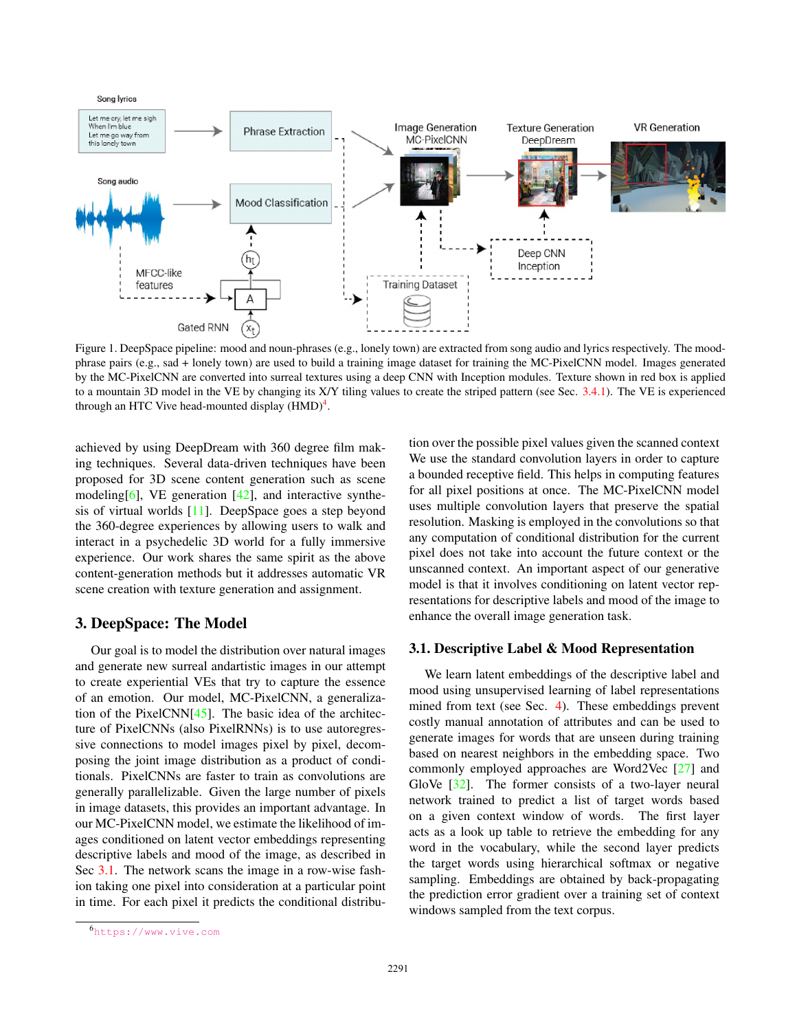Song lyrics

Let me cry, let me sigh
When I'm blue
Let me go way from
this lonely town

Phrase Extraction

Song audio

Mood Classification

$h_t$

MFCC-like features

A

Gated RNN

$x_t$

Image Generation
MC-PixelCNN

Texture Generation
DeepDream

VR Generation

Deep CNN
Inception

Training Dataset

Figure 1. DeepSpace pipeline: mood and noun-phrases (e.g., lonely town) are extracted from song audio and lyrics respectively. The mood-phrase pairs (e.g., sad + lonely town) are used to build a training image dataset for training the MC-PixelCNN model. Images generated by the MC-PixelCNN are converted into surreal textures using a deep CNN with Inception modules. Texture shown in red box is applied to a mountain 3D model in the VE by changing its X/Y tiling values to create the striped pattern (see Sec. 3.4.1). The VE is experienced through an HTC Vive head-mounted display (HMD)[4].

achieved by using DeepDream with 360 degree film making techniques. Several data-driven techniques have been proposed for 3D scene content generation such as scene modeling[6], VE generation [42], and interactive synthesis of virtual worlds [11]. DeepSpace goes a step beyond the 360-degree experiences by allowing users to walk and interact in a psychedelic 3D world for a fully immersive experience. Our work shares the same spirit as the above content-generation methods but it addresses automatic VR scene creation with texture generation and assignment.

## 3. DeepSpace: The Model

Our goal is to model the distribution over natural images and generate new surreal andartistic images in our attempt to create experiential VEs that try to capture the essence of an emotion. Our model, MC-PixelCNN, a generalization of the PixelCNN[45]. The basic idea of the architecture of PixelCNNs (also PixelRNNs) is to use autoregressive connections to model images pixel by pixel, decomposing the joint image distribution as a product of conditionals. PixelCNNs are faster to train as convolutions are generally parallelizable. Given the large number of pixels in image datasets, this provides an important advantage. In our MC-PixelCNN model, we estimate the likelihood of images conditioned on latent vector embeddings representing descriptive labels and mood of the image, as described in Sec 3.1. The network scans the image in a row-wise fashion taking one pixel into consideration at a particular point in time. For each pixel it predicts the conditional distribution over the possible pixel values given the scanned context We use the standard convolution layers in order to capture a bounded receptive field. This helps in computing features for all pixel positions at once. The MC-PixelCNN model uses multiple convolution layers that preserve the spatial resolution. Masking is employed in the convolutions so that any computation of conditional distribution for the current pixel does not take into account the future context or the unscanned context. An important aspect of our generative model is that it involves conditioning on latent vector representations for descriptive labels and mood of the image to enhance the overall image generation task.

### 3.1. Descriptive Label & Mood Representation

We learn latent embeddings of the descriptive label and mood using unsupervised learning of label representations mined from text (see Sec. 4). These embeddings prevent costly manual annotation of attributes and can be used to generate images for words that are unseen during training based on nearest neighbors in the embedding space. Two commonly employed approaches are Word2Vec [27] and GloVe [32]. The former consists of a two-layer neural network trained to predict a list of target words based on a given context window of words. The first layer acts as a look up table to retrieve the embedding for any word in the vocabulary, while the second layer predicts the target words using hierarchical softmax or negative sampling. Embeddings are obtained by back-propagating the prediction error gradient over a training set of context windows sampled from the text corpus.

[6] https://www.vive.com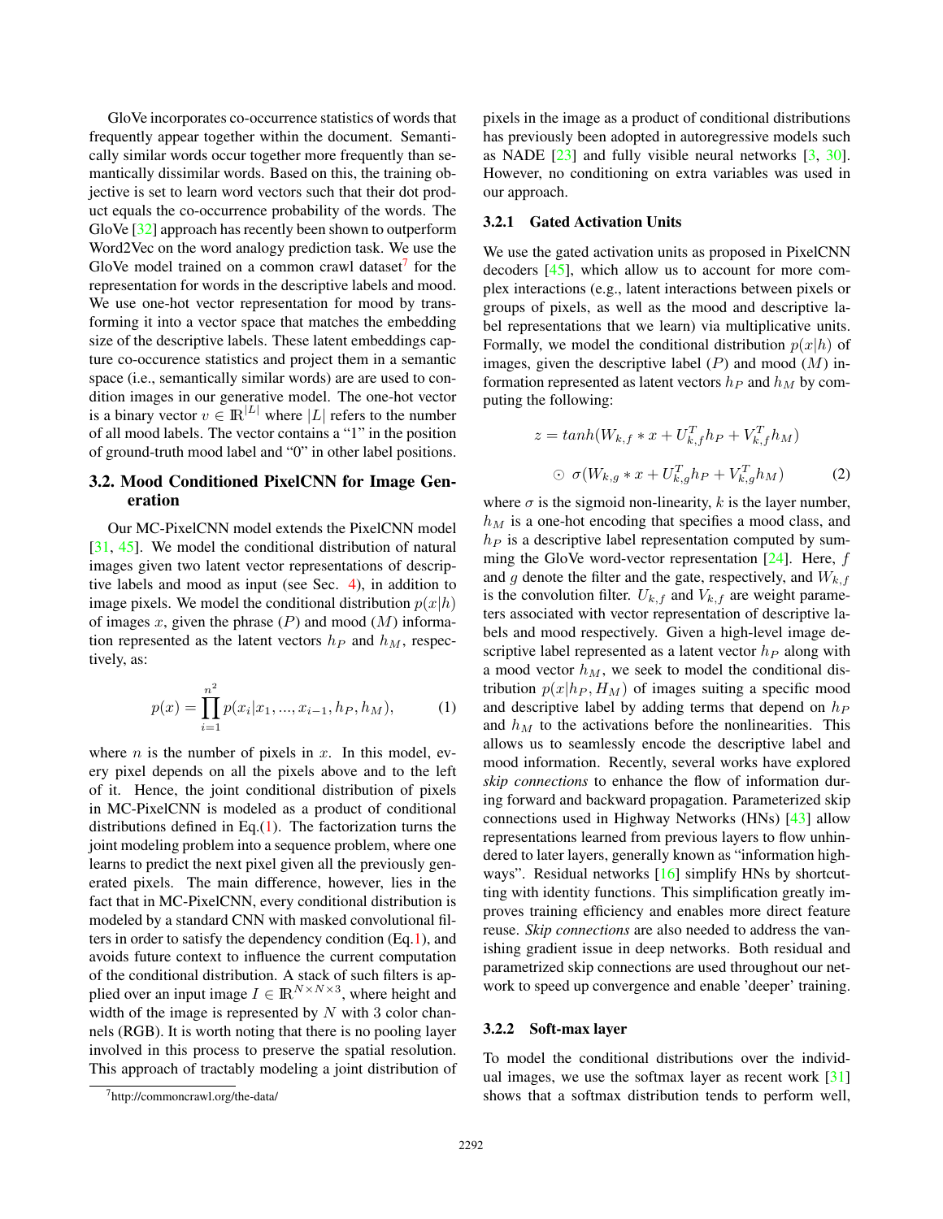GloVe incorporates co-occurrence statistics of words that frequently appear together within the document. Semantically similar words occur together more frequently than semantically dissimilar words. Based on this, the training objective is set to learn word vectors such that their dot product equals the co-occurrence probability of the words. The GloVe [32] approach has recently been shown to outperform Word2Vec on the word analogy prediction task. We use the GloVe model trained on a common crawl dataset[7] for the representation for words in the descriptive labels and mood. We use one-hot vector representation for mood by transforming it into a vector space that matches the embedding size of the descriptive labels. These latent embeddings capture co-occurence statistics and project them in a semantic space (i.e., semantically similar words) are are used to condition images in our generative model. The one-hot vector is a binary vector $v \in \mathbb{R}^{|L|}$ where $|L|$ refers to the number of all mood labels. The vector contains a "1" in the position of ground-truth mood label and "0" in other label positions.

## 3.2. Mood Conditioned PixelCNN for Image Generation

Our MC-PixelCNN model extends the PixelCNN model [31, 45]. We model the conditional distribution of natural images given two latent vector representations of descriptive labels and mood as input (see Sec. 4), in addition to image pixels. We model the conditional distribution $p(x|h)$ of images $x$, given the phrase ($P$) and mood ($M$) information represented as the latent vectors $h_P$ and $h_M$, respectively, as:

$$p(x) = \prod_{i=1}^{n^2} p(x_i | x_1, ..., x_{i-1}, h_P, h_M), \tag{1}$$

where $n$ is the number of pixels in $x$. In this model, every pixel depends on all the pixels above and to the left of it. Hence, the joint conditional distribution of pixels in MC-PixelCNN is modeled as a product of conditional distributions defined in Eq.(1). The factorization turns the joint modeling problem into a sequence problem, where one learns to predict the next pixel given all the previously generated pixels. The main difference, however, lies in the fact that in MC-PixelCNN, every conditional distribution is modeled by a standard CNN with masked convolutional filters in order to satisfy the dependency condition (Eq.1), and avoids future context to influence the current computation of the conditional distribution. A stack of such filters is applied over an input image $I \in \mathbb{R}^{N \times N \times 3}$, where height and width of the image is represented by $N$ with 3 color channels (RGB). It is worth noting that there is no pooling layer involved in this process to preserve the spatial resolution. This approach of tractably modeling a joint distribution of pixels in the image as a product of conditional distributions has previously been adopted in autoregressive models such as NADE [23] and fully visible neural networks [3, 30]. However, no conditioning on extra variables was used in our approach.

### 3.2.1 Gated Activation Units

We use the gated activation units as proposed in PixelCNN decoders [45], which allow us to account for more complex interactions (e.g., latent interactions between pixels or groups of pixels, as well as the mood and descriptive label representations that we learn) via multiplicative units. Formally, we model the conditional distribution $p(x|h)$ of images, given the descriptive label ($P$) and mood ($M$) information represented as latent vectors $h_P$ and $h_M$ by computing the following:

$$z = tanh(W_{k,f} * x + U_{k,f}^T h_P + V_{k,f}^T h_M) \odot \sigma(W_{k,g} * x + U_{k,g}^T h_P + V_{k,g}^T h_M) \tag{2}$$

where $\sigma$ is the sigmoid non-linearity, $k$ is the layer number, $h_M$ is a one-hot encoding that specifies a mood class, and $h_P$ is a descriptive label representation computed by summing the GloVe word-vector representation [24]. Here, $f$ and $g$ denote the filter and the gate, respectively, and $W_{k,f}$ is the convolution filter. $U_{k,f}$ and $V_{k,f}$ are weight parameters associated with vector representation of descriptive labels and mood respectively. Given a high-level image descriptive label represented as a latent vector $h_P$ along with a mood vector $h_M$, we seek to model the conditional distribution $p(x|h_P, H_M)$ of images suiting a specific mood and descriptive label by adding terms that depend on $h_P$ and $h_M$ to the activations before the nonlinearities. This allows us to seamlessly encode the descriptive label and mood information. Recently, several works have explored *skip connections* to enhance the flow of information during forward and backward propagation. Parameterized skip connections used in Highway Networks (HNs) [43] allow representations learned from previous layers to flow unhindered to later layers, generally known as "information highways". Residual networks [16] simplify HNs by shortcutting with identity functions. This simplification greatly improves training efficiency and enables more direct feature reuse. *Skip connections* are also needed to address the vanishing gradient issue in deep networks. Both residual and parametrized skip connections are used throughout our network to speed up convergence and enable 'deeper' training.

### 3.2.2 Soft-max layer

To model the conditional distributions over the individual images, we use the softmax layer as recent work [31] shows that a softmax distribution tends to perform well,

[7] http://commoncrawl.org/the-data/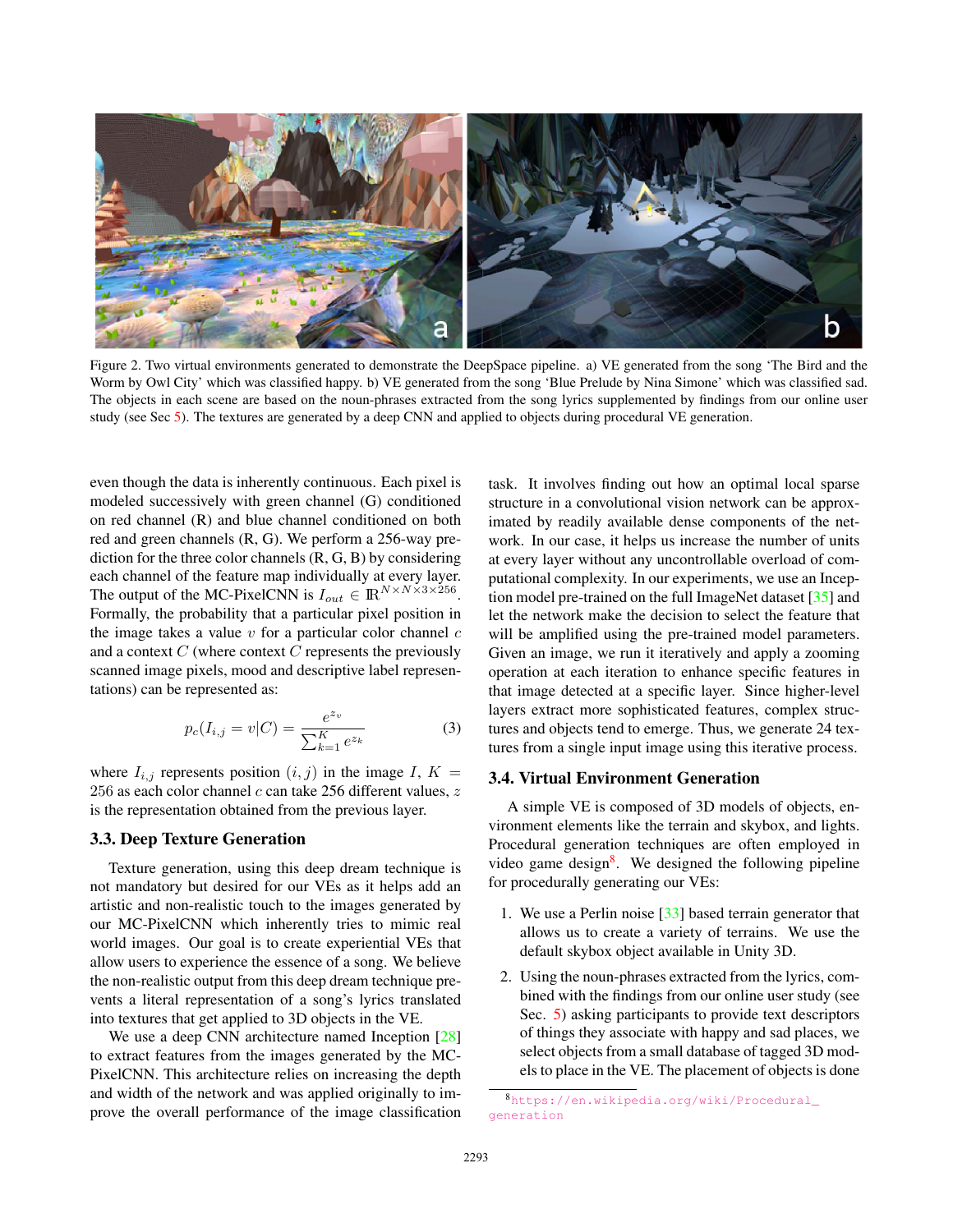Figure 2. Two virtual environments generated to demonstrate the DeepSpace pipeline. a) VE generated from the song 'The Bird and the Worm by Owl City' which was classified happy. b) VE generated from the song 'Blue Prelude by Nina Simone' which was classified sad. The objects in each scene are based on the noun-phrases extracted from the song lyrics supplemented by findings from our online user study (see Sec 5). The textures are generated by a deep CNN and applied to objects during procedural VE generation.

even though the data is inherently continuous. Each pixel is modeled successively with green channel (G) conditioned on red channel (R) and blue channel conditioned on both red and green channels (R, G). We perform a 256-way prediction for the three color channels (R, G, B) by considering each channel of the feature map individually at every layer. The output of the MC-PixelCNN is $I_{out} \in \mathbb{R}^{N \times N \times 3 \times 256}$. Formally, the probability that a particular pixel position in the image takes a value $v$ for a particular color channel $c$ and a context $C$ (where context $C$ represents the previously scanned image pixels, mood and descriptive label representations) can be represented as:

$$p_c(I_{i,j} = v|C) = \frac{e^{z_v}}{\sum_{k=1}^{K} e^{z_k}} \quad (3)$$

where $I_{i,j}$ represents position $(i, j)$ in the image $I$, $K = 256$ as each color channel $c$ can take 256 different values, $z$ is the representation obtained from the previous layer.

### 3.3. Deep Texture Generation

Texture generation, using this deep dream technique is not mandatory but desired for our VEs as it helps add an artistic and non-realistic touch to the images generated by our MC-PixelCNN which inherently tries to mimic real world images. Our goal is to create experiential VEs that allow users to experience the essence of a song. We believe the non-realistic output from this deep dream technique prevents a literal representation of a song's lyrics translated into textures that get applied to 3D objects in the VE.

We use a deep CNN architecture named Inception [28] to extract features from the images generated by the MC-PixelCNN. This architecture relies on increasing the depth and width of the network and was applied originally to improve the overall performance of the image classification task. It involves finding out how an optimal local sparse structure in a convolutional vision network can be approximated by readily available dense components of the network. In our case, it helps us increase the number of units at every layer without any uncontrollable overload of computational complexity. In our experiments, we use an Inception model pre-trained on the full ImageNet dataset [35] and let the network make the decision to select the feature that will be amplified using the pre-trained model parameters. Given an image, we run it iteratively and apply a zooming operation at each iteration to enhance specific features in that image detected at a specific layer. Since higher-level layers extract more sophisticated features, complex structures and objects tend to emerge. Thus, we generate 24 textures from a single input image using this iterative process.

### 3.4. Virtual Environment Generation

A simple VE is composed of 3D models of objects, environment elements like the terrain and skybox, and lights. Procedural generation techniques are often employed in video game design[8]. We designed the following pipeline for procedurally generating our VEs:

1. We use a Perlin noise [33] based terrain generator that allows us to create a variety of terrains. We use the default skybox object available in Unity 3D.
2. Using the noun-phrases extracted from the lyrics, combined with the findings from our online user study (see Sec. 5) asking participants to provide text descriptors of things they associate with happy and sad places, we select objects from a small database of tagged 3D models to place in the VE. The placement of objects is done

[8] https://en.wikipedia.org/wiki/Procedural_generation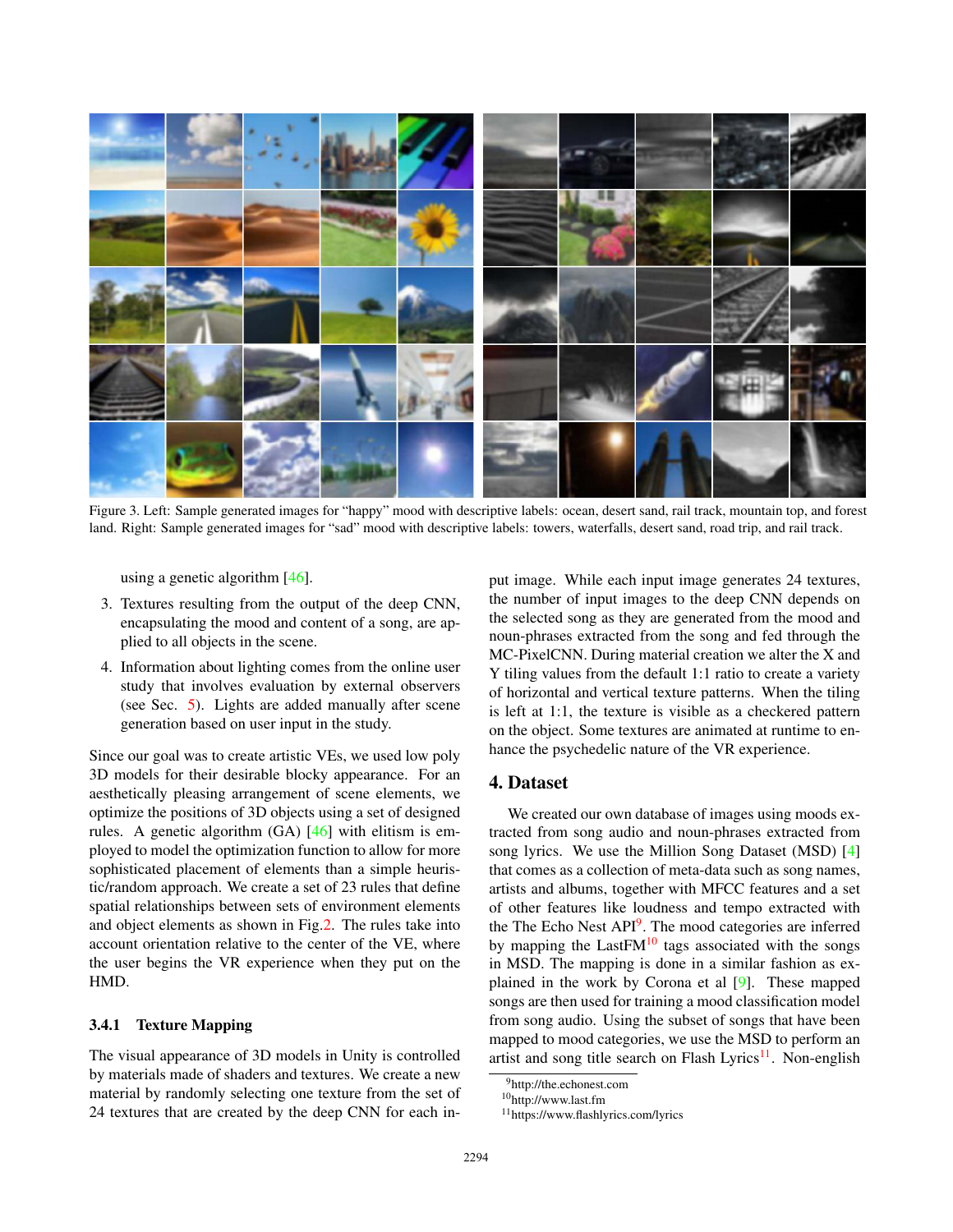Figure 3. Left: Sample generated images for "happy" mood with descriptive labels: ocean, desert sand, rail track, mountain top, and forest land. Right: Sample generated images for "sad" mood with descriptive labels: towers, waterfalls, desert sand, road trip, and rail track.

using a genetic algorithm [46].

3. Textures resulting from the output of the deep CNN, encapsulating the mood and content of a song, are applied to all objects in the scene.
4. Information about lighting comes from the online user study that involves evaluation by external observers (see Sec. 5). Lights are added manually after scene generation based on user input in the study.

Since our goal was to create artistic VEs, we used low poly 3D models for their desirable blocky appearance. For an aesthetically pleasing arrangement of scene elements, we optimize the positions of 3D objects using a set of designed rules. A genetic algorithm (GA) [46] with elitism is employed to model the optimization function to allow for more sophisticated placement of elements than a simple heuristic/random approach. We create a set of 23 rules that define spatial relationships between sets of environment elements and object elements as shown in Fig.2. The rules take into account orientation relative to the center of the VE, where the user begins the VR experience when they put on the HMD.

#### 3.4.1 Texture Mapping

The visual appearance of 3D models in Unity is controlled by materials made of shaders and textures. We create a new material by randomly selecting one texture from the set of 24 textures that are created by the deep CNN for each input image. While each input image generates 24 textures, the number of input images to the deep CNN depends on the selected song as they are generated from the mood and noun-phrases extracted from the song and fed through the MC-PixelCNN. During material creation we alter the X and Y tiling values from the default 1:1 ratio to create a variety of horizontal and vertical texture patterns. When the tiling is left at 1:1, the texture is visible as a checkered pattern on the object. Some textures are animated at runtime to enhance the psychedelic nature of the VR experience.

## 4. Dataset

We created our own database of images using moods extracted from song audio and noun-phrases extracted from song lyrics. We use the Million Song Dataset (MSD) [4] that comes as a collection of meta-data such as song names, artists and albums, together with MFCC features and a set of other features like loudness and tempo extracted with the The Echo Nest API[9]. The mood categories are inferred by mapping the LastFM[10] tags associated with the songs in MSD. The mapping is done in a similar fashion as explained in the work by Corona et al [9]. These mapped songs are then used for training a mood classification model from song audio. Using the subset of songs that have been mapped to mood categories, we use the MSD to perform an artist and song title search on Flash Lyrics[11]. Non-english

[9] http://the.echonest.com
[10] http://www.last.fm
[11] https://www.flashlyrics.com/lyrics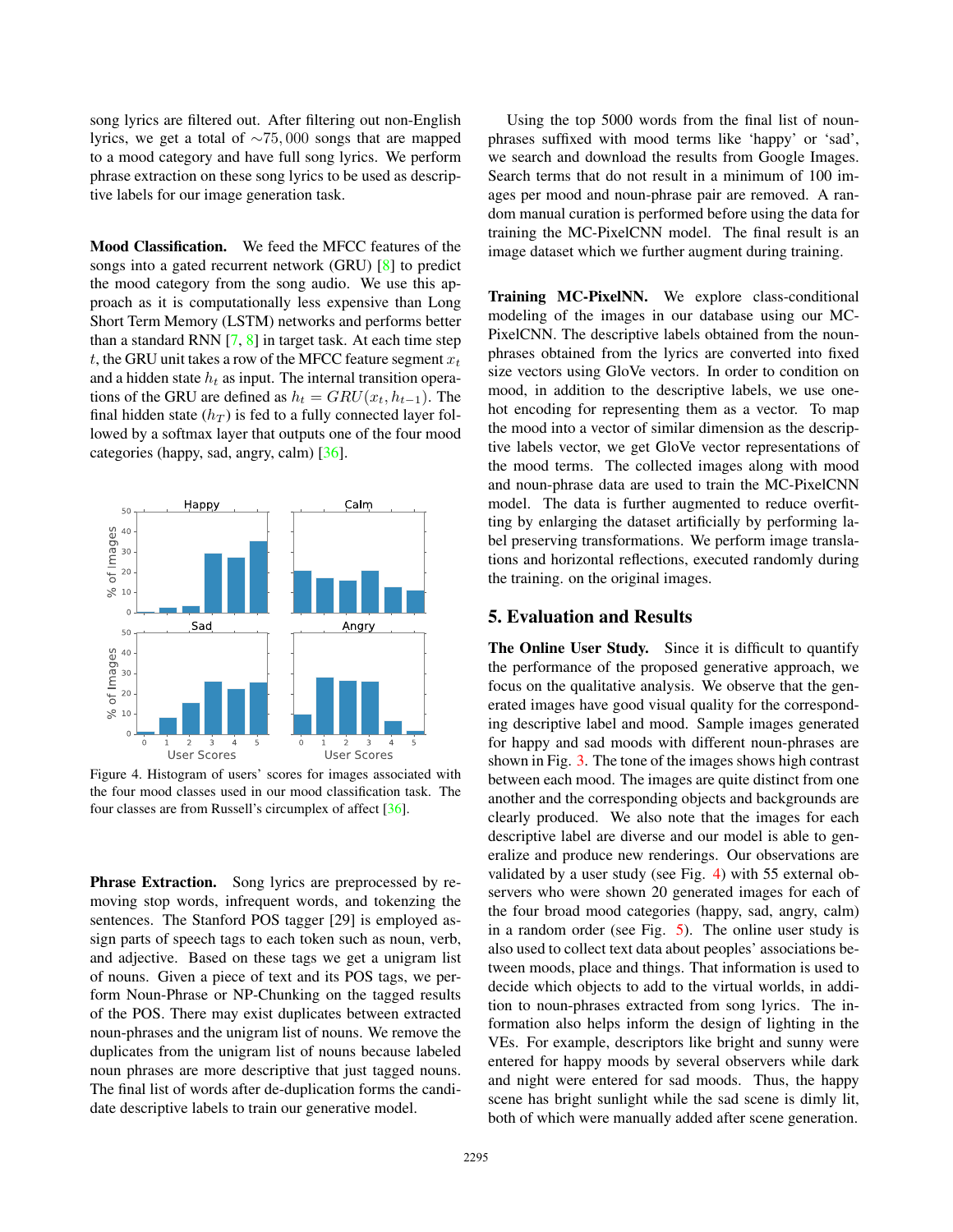song lyrics are filtered out. After filtering out non-English lyrics, we get a total of $\sim 75,000$ songs that are mapped to a mood category and have full song lyrics. We perform phrase extraction on these song lyrics to be used as descriptive labels for our image generation task.

**Mood Classification.** We feed the MFCC features of the songs into a gated recurrent network (GRU) [8] to predict the mood category from the song audio. We use this approach as it is computationally less expensive than Long Short Term Memory (LSTM) networks and performs better than a standard RNN [7, 8] in target task. At each time step $t$, the GRU unit takes a row of the MFCC feature segment $x_t$ and a hidden state $h_t$ as input. The internal transition operations of the GRU are defined as $h_t = GRU(x_t, h_{t-1})$. The final hidden state ($h_T$) is fed to a fully connected layer followed by a softmax layer that outputs one of the four mood categories (happy, sad, angry, calm) [36].

Figure 4. Histogram of users' scores for images associated with the four mood classes used in our mood classification task. The four classes are from Russell's circumplex of affect [36].

**Phrase Extraction.** Song lyrics are preprocessed by removing stop words, infrequent words, and tokenizing the sentences. The Stanford POS tagger [29] is employed assign parts of speech tags to each token such as noun, verb, and adjective. Based on these tags we get a unigram list of nouns. Given a piece of text and its POS tags, we perform Noun-Phrase or NP-Chunking on the tagged results of the POS. There may exist duplicates between extracted noun-phrases and the unigram list of nouns. We remove the duplicates from the unigram list of nouns because labeled noun phrases are more descriptive that just tagged nouns. The final list of words after de-duplication forms the candidate descriptive labels to train our generative model.

Using the top 5000 words from the final list of noun-phrases suffixed with mood terms like 'happy' or 'sad', we search and download the results from Google Images. Search terms that do not result in a minimum of 100 images per mood and noun-phrase pair are removed. A random manual curation is performed before using the data for training the MC-PixelCNN model. The final result is an image dataset which we further augment during training.

**Training MC-PixelNN.** We explore class-conditional modeling of the images in our database using our MC-PixelCNN. The descriptive labels obtained from the noun-phrases obtained from the lyrics are converted into fixed size vectors using GloVe vectors. In order to condition on mood, in addition to the descriptive labels, we use one-hot encoding for representing them as a vector. To map the mood into a vector of similar dimension as the descriptive labels vector, we get GloVe vector representations of the mood terms. The collected images along with mood and noun-phrase data are used to train the MC-PixelCNN model. The data is further augmented to reduce overfitting by enlarging the dataset artificially by performing label preserving transformations. We perform image translations and horizontal reflections, executed randomly during the training. on the original images.

## 5. Evaluation and Results

**The Online User Study.** Since it is difficult to quantify the performance of the proposed generative approach, we focus on the qualitative analysis. We observe that the generated images have good visual quality for the corresponding descriptive label and mood. Sample images generated for happy and sad moods with different noun-phrases are shown in Fig. 3. The tone of the images shows high contrast between each mood. The images are quite distinct from one another and the corresponding objects and backgrounds are clearly produced. We also note that the images for each descriptive label are diverse and our model is able to generalize and produce new renderings. Our observations are validated by a user study (see Fig. 4) with 55 external observers who were shown 20 generated images for each of the four broad mood categories (happy, sad, angry, calm) in a random order (see Fig. 5). The online user study is also used to collect text data about peoples' associations between moods, place and things. That information is used to decide which objects to add to the virtual worlds, in addition to noun-phrases extracted from song lyrics. The information also helps inform the design of lighting in the VEs. For example, descriptors like bright and sunny were entered for happy moods by several observers while dark and night were entered for sad moods. Thus, the happy scene has bright sunlight while the sad scene is dimly lit, both of which were manually added after scene generation.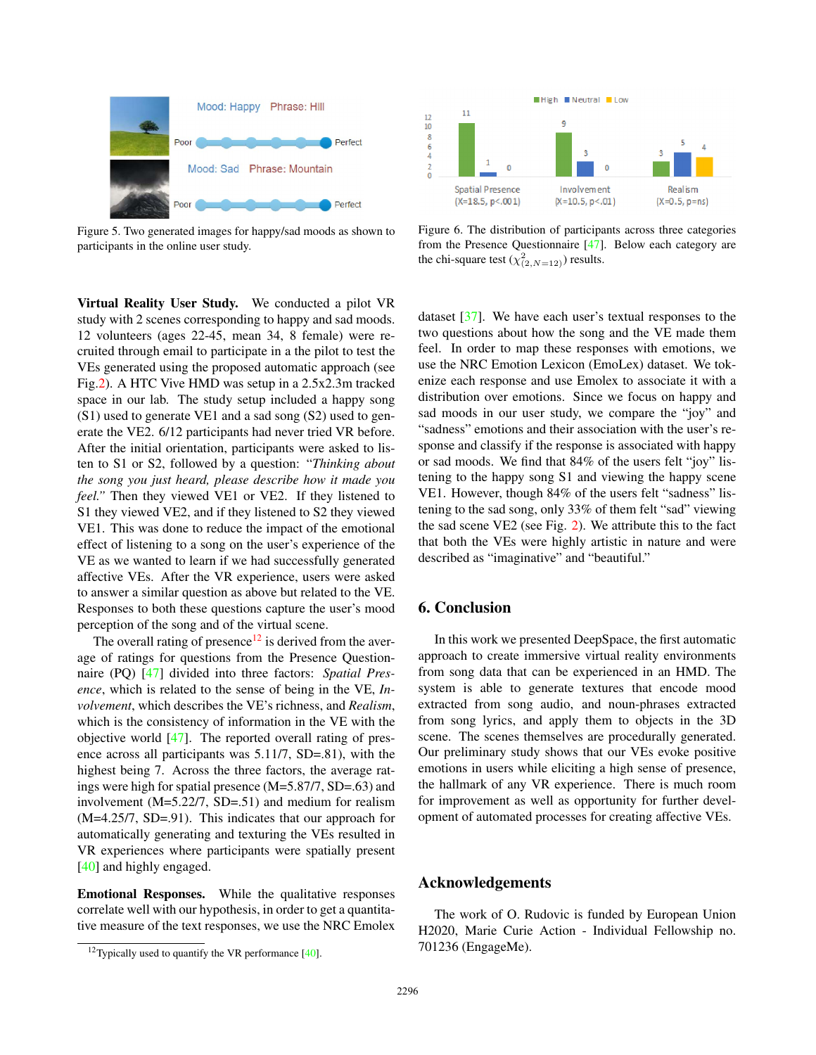Figure 5. Two generated images for happy/sad moods as shown to participants in the online user study.

Figure 6. The distribution of participants across three categories from the Presence Questionnaire [47]. Below each category are the chi-square test ($\chi^2_{(2,N=12)}$) results.

**Virtual Reality User Study.** We conducted a pilot VR study with 2 scenes corresponding to happy and sad moods. 12 volunteers (ages 22-45, mean 34, 8 female) were recruited through email to participate in a the pilot to test the VEs generated using the proposed automatic approach (see Fig.2). A HTC Vive HMD was setup in a 2.5x2.3m tracked space in our lab. The study setup included a happy song (S1) used to generate VE1 and a sad song (S2) used to generate the VE2. 6/12 participants had never tried VR before. After the initial orientation, participants were asked to listen to S1 or S2, followed by a question: "*Thinking about the song you just heard, please describe how it made you feel.*" Then they viewed VE1 or VE2. If they listened to S1 they viewed VE2, and if they listened to S2 they viewed VE1. This was done to reduce the impact of the emotional effect of listening to a song on the user's experience of the VE as we wanted to learn if we had successfully generated affective VEs. After the VR experience, users were asked to answer a similar question as above but related to the VE. Responses to both these questions capture the user's mood perception of the song and of the virtual scene.

The overall rating of presence[12] is derived from the average of ratings for questions from the Presence Questionnaire (PQ) [47] divided into three factors: *Spatial Presence*, which is related to the sense of being in the VE, *Involvement*, which describes the VE's richness, and *Realism*, which is the consistency of information in the VE with the objective world [47]. The reported overall rating of presence across all participants was 5.11/7, SD=.81), with the highest being 7. Across the three factors, the average ratings were high for spatial presence (M=5.87/7, SD=.63) and involvement (M=5.22/7, SD=.51) and medium for realism (M=4.25/7, SD=.91). This indicates that our approach for automatically generating and texturing the VEs resulted in VR experiences where participants were spatially present [40] and highly engaged.

**Emotional Responses.** While the qualitative responses correlate well with our hypothesis, in order to get a quantitative measure of the text responses, we use the NRC Emolex dataset [37]. We have each user's textual responses to the two questions about how the song and the VE made them feel. In order to map these responses with emotions, we use the NRC Emotion Lexicon (EmoLex) dataset. We tokenize each response and use Emolex to associate it with a distribution over emotions. Since we focus on happy and sad moods in our user study, we compare the "joy" and "sadness" emotions and their association with the user's response and classify if the response is associated with happy or sad moods. We find that 84% of the users felt "joy" listening to the happy song S1 and viewing the happy scene VE1. However, though 84% of the users felt "sadness" listening to the sad song, only 33% of them felt "sad" viewing the sad scene VE2 (see Fig. 2). We attribute this to the fact that both the VEs were highly artistic in nature and were described as "imaginative" and "beautiful."

## 6. Conclusion

In this work we presented DeepSpace, the first automatic approach to create immersive virtual reality environments from song data that can be experienced in an HMD. The system is able to generate textures that encode mood extracted from song audio, and noun-phrases extracted from song lyrics, and apply them to objects in the 3D scene. The scenes themselves are procedurally generated. Our preliminary study shows that our VEs evoke positive emotions in users while eliciting a high sense of presence, the hallmark of any VR experience. There is much room for improvement as well as opportunity for further development of automated processes for creating affective VEs.

## Acknowledgements

The work of O. Rudovic is funded by European Union H2020, Marie Curie Action - Individual Fellowship no. 701236 (EngageMe).

[12] Typically used to quantify the VR performance [40].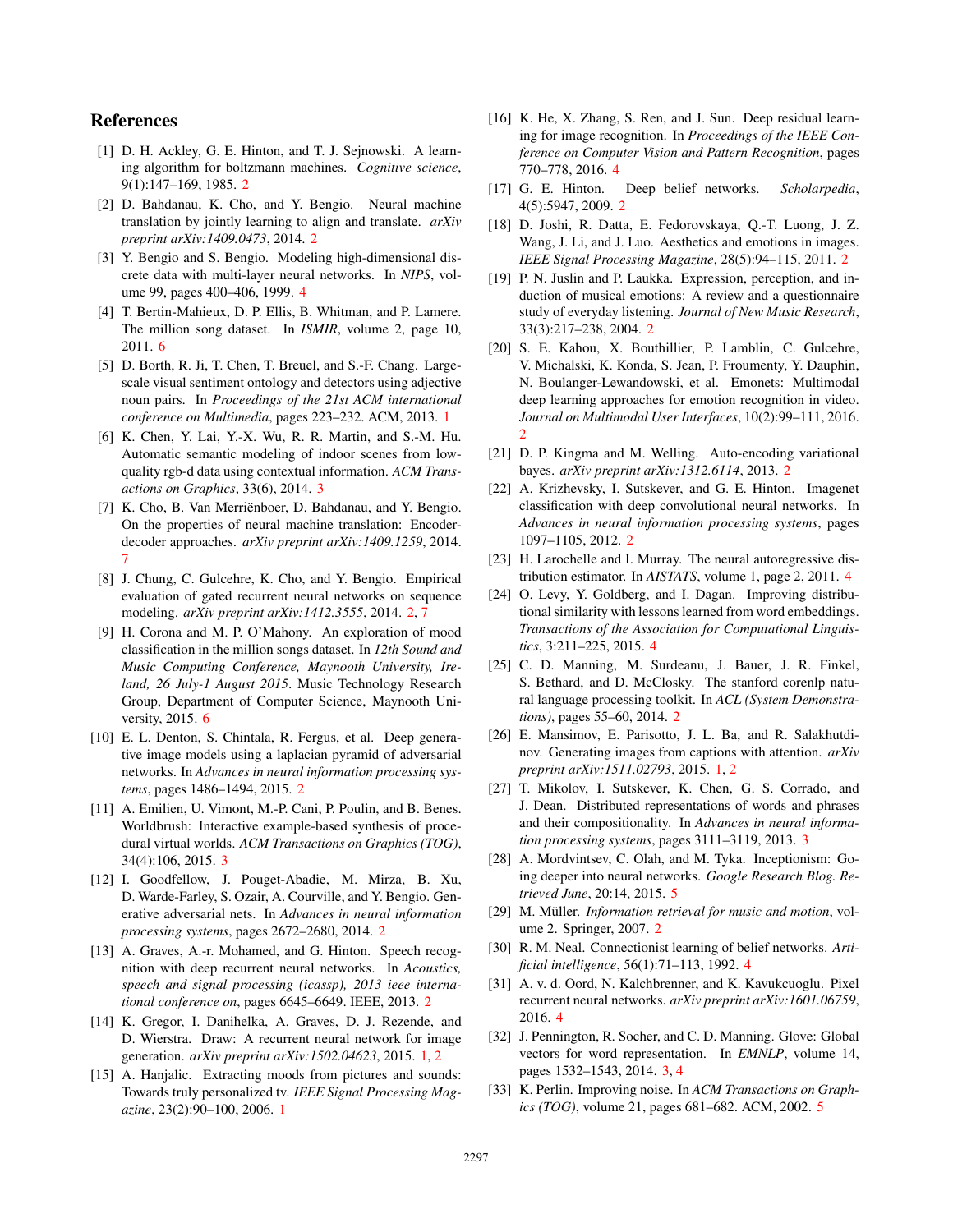## References

[1] D. H. Ackley, G. E. Hinton, and T. J. Sejnowski. A learning algorithm for boltzmann machines. *Cognitive science*, 9(1):147–169, 1985. 2

[2] D. Bahdanau, K. Cho, and Y. Bengio. Neural machine translation by jointly learning to align and translate. *arXiv preprint arXiv:1409.0473*, 2014. 2

[3] Y. Bengio and S. Bengio. Modeling high-dimensional discrete data with multi-layer neural networks. In *NIPS*, volume 99, pages 400–406, 1999. 4

[4] T. Bertin-Mahieux, D. P. Ellis, B. Whitman, and P. Lamere. The million song dataset. In *ISMIR*, volume 2, page 10, 2011. 6

[5] D. Borth, R. Ji, T. Chen, T. Breuel, and S.-F. Chang. Large-scale visual sentiment ontology and detectors using adjective noun pairs. In *Proceedings of the 21st ACM international conference on Multimedia*, pages 223–232. ACM, 2013. 1

[6] K. Chen, Y. Lai, Y.-X. Wu, R. R. Martin, and S.-M. Hu. Automatic semantic modeling of indoor scenes from low-quality rgb-d data using contextual information. *ACM Transactions on Graphics*, 33(6), 2014. 3

[7] K. Cho, B. Van Merriënboer, D. Bahdanau, and Y. Bengio. On the properties of neural machine translation: Encoder-decoder approaches. *arXiv preprint arXiv:1409.1259*, 2014. 7

[8] J. Chung, C. Gulcehre, K. Cho, and Y. Bengio. Empirical evaluation of gated recurrent neural networks on sequence modeling. *arXiv preprint arXiv:1412.3555*, 2014. 2, 7

[9] H. Corona and M. P. O'Mahony. An exploration of mood classification in the million songs dataset. In *12th Sound and Music Computing Conference, Maynooth University, Ireland, 26 July-1 August 2015*. Music Technology Research Group, Department of Computer Science, Maynooth University, 2015. 6

[10] E. L. Denton, S. Chintala, R. Fergus, et al. Deep generative image models using a laplacian pyramid of adversarial networks. In *Advances in neural information processing systems*, pages 1486–1494, 2015. 2

[11] A. Emilien, U. Vimont, M.-P. Cani, P. Poulin, and B. Benes. Worldbrush: Interactive example-based synthesis of procedural virtual worlds. *ACM Transactions on Graphics (TOG)*, 34(4):106, 2015. 3

[12] I. Goodfellow, J. Pouget-Abadie, M. Mirza, B. Xu, D. Warde-Farley, S. Ozair, A. Courville, and Y. Bengio. Generative adversarial nets. In *Advances in neural information processing systems*, pages 2672–2680, 2014. 2

[13] A. Graves, A.-r. Mohamed, and G. Hinton. Speech recognition with deep recurrent neural networks. In *Acoustics, speech and signal processing (icassp), 2013 ieee international conference on*, pages 6645–6649. IEEE, 2013. 2

[14] K. Gregor, I. Danihelka, A. Graves, D. J. Rezende, and D. Wierstra. Draw: A recurrent neural network for image generation. *arXiv preprint arXiv:1502.04623*, 2015. 1, 2

[15] A. Hanjalic. Extracting moods from pictures and sounds: Towards truly personalized tv. *IEEE Signal Processing Magazine*, 23(2):90–100, 2006. 1

[16] K. He, X. Zhang, S. Ren, and J. Sun. Deep residual learning for image recognition. In *Proceedings of the IEEE Conference on Computer Vision and Pattern Recognition*, pages 770–778, 2016. 4

[17] G. E. Hinton. Deep belief networks. *Scholarpedia*, 4(5):5947, 2009. 2

[18] D. Joshi, R. Datta, E. Fedorovskaya, Q.-T. Luong, J. Z. Wang, J. Li, and J. Luo. Aesthetics and emotions in images. *IEEE Signal Processing Magazine*, 28(5):94–115, 2011. 2

[19] P. N. Juslin and P. Laukka. Expression, perception, and induction of musical emotions: A review and a questionnaire study of everyday listening. *Journal of New Music Research*, 33(3):217–238, 2004. 2

[20] S. E. Kahou, X. Bouthillier, P. Lamblin, C. Gulcehre, V. Michalski, K. Konda, S. Jean, P. Froumenty, Y. Dauphin, N. Boulanger-Lewandowski, et al. Emonets: Multimodal deep learning approaches for emotion recognition in video. *Journal on Multimodal User Interfaces*, 10(2):99–111, 2016. 2

[21] D. P. Kingma and M. Welling. Auto-encoding variational bayes. *arXiv preprint arXiv:1312.6114*, 2013. 2

[22] A. Krizhevsky, I. Sutskever, and G. E. Hinton. Imagenet classification with deep convolutional neural networks. In *Advances in neural information processing systems*, pages 1097–1105, 2012. 2

[23] H. Larochelle and I. Murray. The neural autoregressive distribution estimator. In *AISTATS*, volume 1, page 2, 2011. 4

[24] O. Levy, Y. Goldberg, and I. Dagan. Improving distributional similarity with lessons learned from word embeddings. *Transactions of the Association for Computational Linguistics*, 3:211–225, 2015. 4

[25] C. D. Manning, M. Surdeanu, J. Bauer, J. R. Finkel, S. Bethard, and D. McClosky. The stanford corenlp natural language processing toolkit. In *ACL (System Demonstrations)*, pages 55–60, 2014. 2

[26] E. Mansimov, E. Parisotto, J. L. Ba, and R. Salakhutdinov. Generating images from captions with attention. *arXiv preprint arXiv:1511.02793*, 2015. 1, 2

[27] T. Mikolov, I. Sutskever, K. Chen, G. S. Corrado, and J. Dean. Distributed representations of words and phrases and their compositionality. In *Advances in neural information processing systems*, pages 3111–3119, 2013. 3

[28] A. Mordvintsev, C. Olah, and M. Tyka. Inceptionism: Going deeper into neural networks. *Google Research Blog. Retrieved June*, 20:14, 2015. 5

[29] M. Müller. *Information retrieval for music and motion*, volume 2. Springer, 2007. 2

[30] R. M. Neal. Connectionist learning of belief networks. *Artificial intelligence*, 56(1):71–113, 1992. 4

[31] A. v. d. Oord, N. Kalchbrenner, and K. Kavukcuoglu. Pixel recurrent neural networks. *arXiv preprint arXiv:1601.06759*, 2016. 4

[32] J. Pennington, R. Socher, and C. D. Manning. Glove: Global vectors for word representation. In *EMNLP*, volume 14, pages 1532–1543, 2014. 3, 4

[33] K. Perlin. Improving noise. In *ACM Transactions on Graphics (TOG)*, volume 21, pages 681–682. ACM, 2002. 5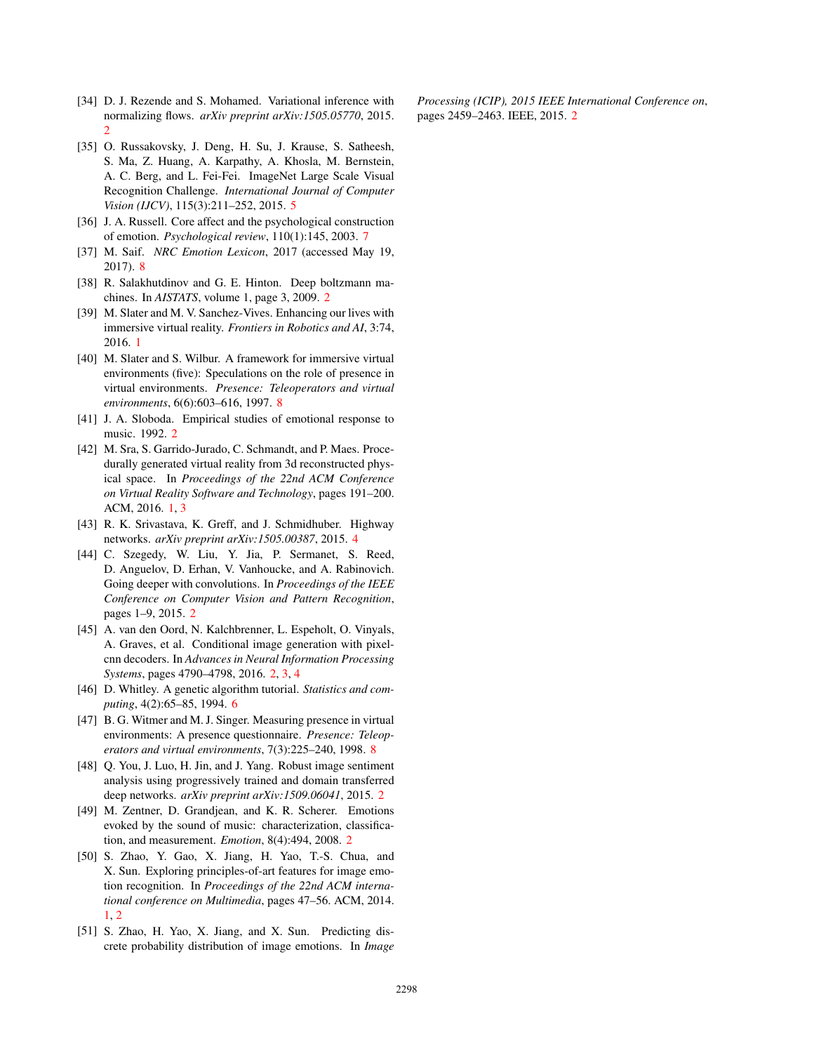- [34] D. J. Rezende and S. Mohamed. Variational inference with normalizing flows. *arXiv preprint arXiv:1505.05770*, 2015. 2
- [35] O. Russakovsky, J. Deng, H. Su, J. Krause, S. Satheesh, S. Ma, Z. Huang, A. Karpathy, A. Khosla, M. Bernstein, A. C. Berg, and L. Fei-Fei. ImageNet Large Scale Visual Recognition Challenge. *International Journal of Computer Vision (IJCV)*, 115(3):211–252, 2015. 5
- [36] J. A. Russell. Core affect and the psychological construction of emotion. *Psychological review*, 110(1):145, 2003. 7
- [37] M. Saif. *NRC Emotion Lexicon*, 2017 (accessed May 19, 2017). 8
- [38] R. Salakhutdinov and G. E. Hinton. Deep boltzmann machines. In *AISTATS*, volume 1, page 3, 2009. 2
- [39] M. Slater and M. V. Sanchez-Vives. Enhancing our lives with immersive virtual reality. *Frontiers in Robotics and AI*, 3:74, 2016. 1
- [40] M. Slater and S. Wilbur. A framework for immersive virtual environments (five): Speculations on the role of presence in virtual environments. *Presence: Teleoperators and virtual environments*, 6(6):603–616, 1997. 8
- [41] J. A. Sloboda. Empirical studies of emotional response to music. 1992. 2
- [42] M. Sra, S. Garrido-Jurado, C. Schmandt, and P. Maes. Procedurally generated virtual reality from 3d reconstructed physical space. In *Proceedings of the 22nd ACM Conference on Virtual Reality Software and Technology*, pages 191–200. ACM, 2016. 1, 3
- [43] R. K. Srivastava, K. Greff, and J. Schmidhuber. Highway networks. *arXiv preprint arXiv:1505.00387*, 2015. 4
- [44] C. Szegedy, W. Liu, Y. Jia, P. Sermanet, S. Reed, D. Anguelov, D. Erhan, V. Vanhoucke, and A. Rabinovich. Going deeper with convolutions. In *Proceedings of the IEEE Conference on Computer Vision and Pattern Recognition*, pages 1–9, 2015. 2
- [45] A. van den Oord, N. Kalchbrenner, L. Espeholt, O. Vinyals, A. Graves, et al. Conditional image generation with pixelcnn decoders. In *Advances in Neural Information Processing Systems*, pages 4790–4798, 2016. 2, 3, 4
- [46] D. Whitley. A genetic algorithm tutorial. *Statistics and computing*, 4(2):65–85, 1994. 6
- [47] B. G. Witmer and M. J. Singer. Measuring presence in virtual environments: A presence questionnaire. *Presence: Teleoperators and virtual environments*, 7(3):225–240, 1998. 8
- [48] Q. You, J. Luo, H. Jin, and J. Yang. Robust image sentiment analysis using progressively trained and domain transferred deep networks. *arXiv preprint arXiv:1509.06041*, 2015. 2
- [49] M. Zentner, D. Grandjean, and K. R. Scherer. Emotions evoked by the sound of music: characterization, classification, and measurement. *Emotion*, 8(4):494, 2008. 2
- [50] S. Zhao, Y. Gao, X. Jiang, H. Yao, T.-S. Chua, and X. Sun. Exploring principles-of-art features for image emotion recognition. In *Proceedings of the 22nd ACM international conference on Multimedia*, pages 47–56. ACM, 2014. 1, 2
- [51] S. Zhao, H. Yao, X. Jiang, and X. Sun. Predicting discrete probability distribution of image emotions. In *Image Processing (ICIP), 2015 IEEE International Conference on*, pages 2459–2463. IEEE, 2015. 2